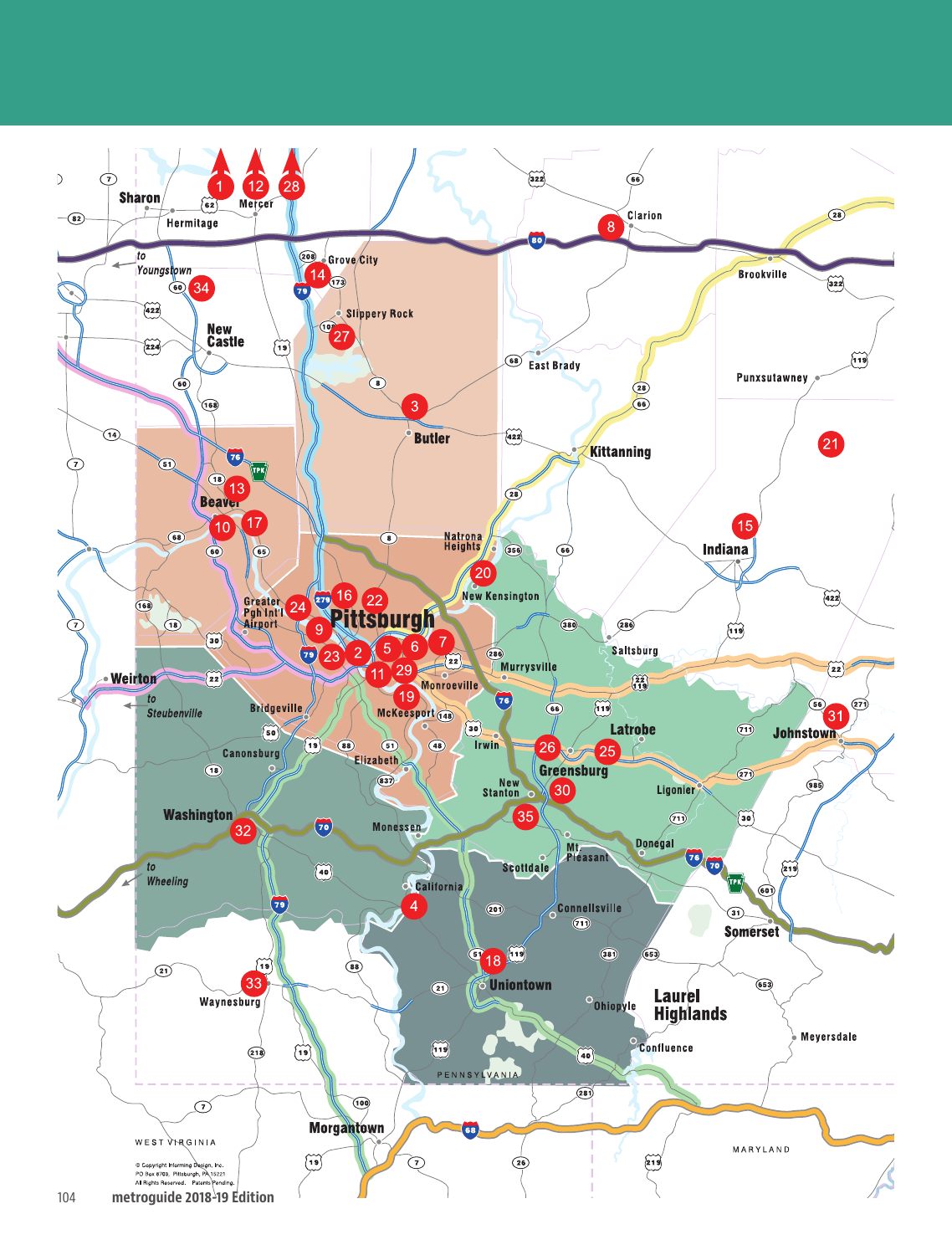© Copyright Informing Design, Inc.
PO Box 8703, Pittsburgh, PA 15221
All Rights Reserved. Patents Pending.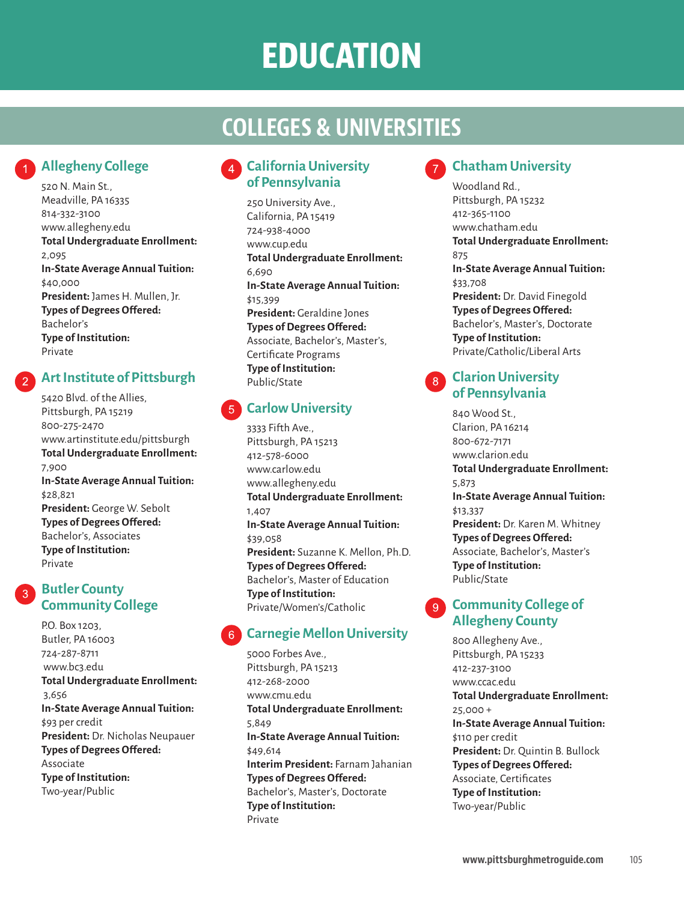# EDUCATION

## COLLEGES & UNIVERSITIES

### 1 Allegheny College

520 N. Main St.,
Meadville, PA 16335
814-332-3100
www.allegheny.edu
**Total Undergraduate Enrollment:** 2,095
**In-State Average Annual Tuition:** $40,000
**President:** James H. Mullen, Jr.
**Types of Degrees Offered:** Bachelor's
**Type of Institution:** Private

### 2 Art Institute of Pittsburgh

5420 Blvd. of the Allies,
Pittsburgh, PA 15219
800-275-2470
www.artinstitute.edu/pittsburgh
**Total Undergraduate Enrollment:** 7,900
**In-State Average Annual Tuition:** $28,821
**President:** George W. Sebolt
**Types of Degrees Offered:** Bachelor's, Associates
**Type of Institution:** Private

### 3 Butler County Community College

P.O. Box 1203,
Butler, PA 16003
724-287-8711
www.bc3.edu
**Total Undergraduate Enrollment:** 3,656
**In-State Average Annual Tuition:** $93 per credit
**President:** Dr. Nicholas Neupauer
**Types of Degrees Offered:** Associate
**Type of Institution:** Two-year/Public

### 4 California University of Pennsylvania

250 University Ave.,
California, PA 15419
724-938-4000
www.cup.edu
**Total Undergraduate Enrollment:** 6,690
**In-State Average Annual Tuition:** $15,399
**President:** Geraldine Jones
**Types of Degrees Offered:** Associate, Bachelor's, Master's, Certificate Programs
**Type of Institution:** Public/State

### 5 Carlow University

3333 Fifth Ave.,
Pittsburgh, PA 15213
412-578-6000
www.carlow.edu
www.allegheny.edu
**Total Undergraduate Enrollment:** 1,407
**In-State Average Annual Tuition:** $39,058
**President:** Suzanne K. Mellon, Ph.D.
**Types of Degrees Offered:** Bachelor's, Master of Education
**Type of Institution:** Private/Women's/Catholic

### 6 Carnegie Mellon University

5000 Forbes Ave.,
Pittsburgh, PA 15213
412-268-2000
www.cmu.edu
**Total Undergraduate Enrollment:** 5,849
**In-State Average Annual Tuition:** $49,614
**Interim President:** Farnam Jahanian
**Types of Degrees Offered:** Bachelor's, Master's, Doctorate
**Type of Institution:** Private

### 7 Chatham University

Woodland Rd.,
Pittsburgh, PA 15232
412-365-1100
www.chatham.edu
**Total Undergraduate Enrollment:** 875
**In-State Average Annual Tuition:** $33,708
**President:** Dr. David Finegold
**Types of Degrees Offered:** Bachelor's, Master's, Doctorate
**Type of Institution:** Private/Catholic/Liberal Arts

### 8 Clarion University of Pennsylvania

840 Wood St.,
Clarion, PA 16214
800-672-7171
www.clarion.edu
**Total Undergraduate Enrollment:** 5,873
**In-State Average Annual Tuition:** $13,337
**President:** Dr. Karen M. Whitney
**Types of Degrees Offered:** Associate, Bachelor's, Master's
**Type of Institution:** Public/State

### 9 Community College of Allegheny County

800 Allegheny Ave.,
Pittsburgh, PA 15233
412-237-3100
www.ccac.edu
**Total Undergraduate Enrollment:** 25,000 +
**In-State Average Annual Tuition:** $110 per credit
**President:** Dr. Quintin B. Bullock
**Types of Degrees Offered:** Associate, Certificates
**Type of Institution:** Two-year/Public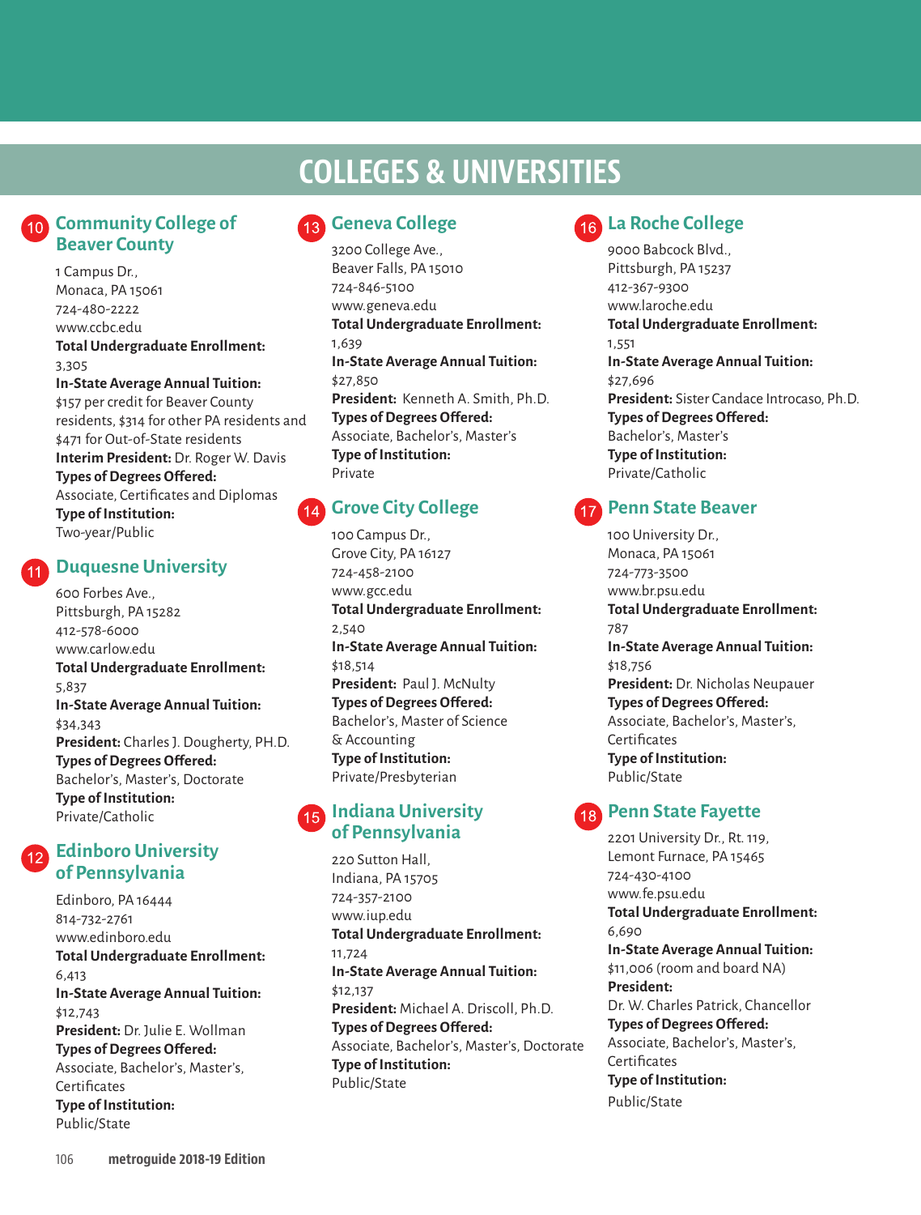# COLLEGES & UNIVERSITIES

## 10 Community College of Beaver County

1 Campus Dr.,
Monaca, PA 15061
724-480-2222
www.ccbc.edu
**Total Undergraduate Enrollment:**
3,305
**In-State Average Annual Tuition:**
$157 per credit for Beaver County residents, $314 for other PA residents and $471 for Out-of-State residents
**Interim President:** Dr. Roger W. Davis
**Types of Degrees Offered:**
Associate, Certificates and Diplomas
**Type of Institution:**
Two-year/Public

## 11 Duquesne University

600 Forbes Ave.,
Pittsburgh, PA 15282
412-578-6000
www.carlow.edu
**Total Undergraduate Enrollment:**
5,837
**In-State Average Annual Tuition:**
$34,343
**President:** Charles J. Dougherty, PH.D.
**Types of Degrees Offered:**
Bachelor's, Master's, Doctorate
**Type of Institution:**
Private/Catholic

## 12 Edinboro University of Pennsylvania

Edinboro, PA 16444
814-732-2761
www.edinboro.edu
**Total Undergraduate Enrollment:**
6,413
**In-State Average Annual Tuition:**
$12,743
**President:** Dr. Julie E. Wollman
**Types of Degrees Offered:**
Associate, Bachelor's, Master's, Certificates
**Type of Institution:**
Public/State

## 13 Geneva College

3200 College Ave.,
Beaver Falls, PA 15010
724-846-5100
www.geneva.edu
**Total Undergraduate Enrollment:**
1,639
**In-State Average Annual Tuition:**
$27,850
**President:** Kenneth A. Smith, Ph.D.
**Types of Degrees Offered:**
Associate, Bachelor's, Master's
**Type of Institution:**
Private

## 14 Grove City College

100 Campus Dr.,
Grove City, PA 16127
724-458-2100
www.gcc.edu
**Total Undergraduate Enrollment:**
2,540
**In-State Average Annual Tuition:**
$18,514
**President:** Paul J. McNulty
**Types of Degrees Offered:**
Bachelor's, Master of Science & Accounting
**Type of Institution:**
Private/Presbyterian

## 15 Indiana University of Pennsylvania

220 Sutton Hall,
Indiana, PA 15705
724-357-2100
www.iup.edu
**Total Undergraduate Enrollment:**
11,724
**In-State Average Annual Tuition:**
$12,137
**President:** Michael A. Driscoll, Ph.D.
**Types of Degrees Offered:**
Associate, Bachelor's, Master's, Doctorate
**Type of Institution:**
Public/State

## 16 La Roche College

9000 Babcock Blvd.,
Pittsburgh, PA 15237
412-367-9300
www.laroche.edu
**Total Undergraduate Enrollment:**
1,551
**In-State Average Annual Tuition:**
$27,696
**President:** Sister Candace Introcaso, Ph.D.
**Types of Degrees Offered:**
Bachelor's, Master's
**Type of Institution:**
Private/Catholic

## 17 Penn State Beaver

100 University Dr.,
Monaca, PA 15061
724-773-3500
www.br.psu.edu
**Total Undergraduate Enrollment:**
787
**In-State Average Annual Tuition:**
$18,756
**President:** Dr. Nicholas Neupauer
**Types of Degrees Offered:**
Associate, Bachelor's, Master's, Certificates
**Type of Institution:**
Public/State

## 18 Penn State Fayette

2201 University Dr., Rt. 119,
Lemont Furnace, PA 15465
724-430-4100
www.fe.psu.edu
**Total Undergraduate Enrollment:**
6,690
**In-State Average Annual Tuition:**
$11,006 (room and board NA)
**President:**
Dr. W. Charles Patrick, Chancellor
**Types of Degrees Offered:**
Associate, Bachelor's, Master's, Certificates
**Type of Institution:**
Public/State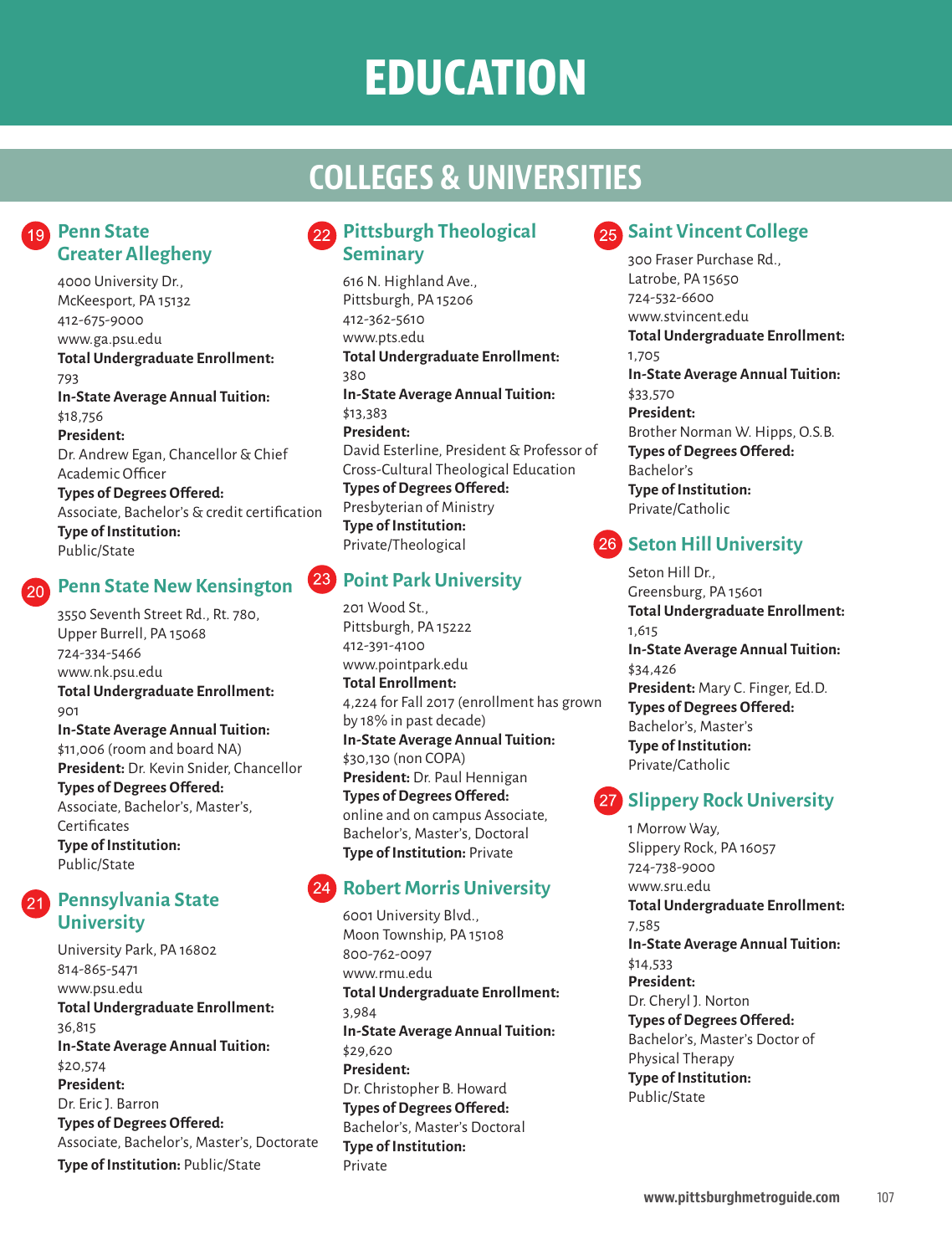# EDUCATION

## COLLEGES & UNIVERSITIES

### 19 Penn State Greater Allegheny

4000 University Dr.,
McKeesport, PA 15132
412-675-9000
www.ga.psu.edu
**Total Undergraduate Enrollment:**
793
**In-State Average Annual Tuition:**
$18,756
**President:**
Dr. Andrew Egan, Chancellor & Chief Academic Officer
**Types of Degrees Offered:**
Associate, Bachelor's & credit certification
**Type of Institution:**
Public/State

### 20 Penn State New Kensington

3550 Seventh Street Rd., Rt. 780,
Upper Burrell, PA 15068
724-334-5466
www.nk.psu.edu
**Total Undergraduate Enrollment:**
901
**In-State Average Annual Tuition:**
$11,006 (room and board NA)
**President:** Dr. Kevin Snider, Chancellor
**Types of Degrees Offered:**
Associate, Bachelor's, Master's, Certificates
**Type of Institution:**
Public/State

### 21 Pennsylvania State University

University Park, PA 16802
814-865-5471
www.psu.edu
**Total Undergraduate Enrollment:**
36,815
**In-State Average Annual Tuition:**
$20,574
**President:**
Dr. Eric J. Barron
**Types of Degrees Offered:**
Associate, Bachelor's, Master's, Doctorate
**Type of Institution:** Public/State

### 22 Pittsburgh Theological Seminary

616 N. Highland Ave.,
Pittsburgh, PA 15206
412-362-5610
www.pts.edu
**Total Undergraduate Enrollment:**
380
**In-State Average Annual Tuition:**
$13,383
**President:**
David Esterline, President & Professor of Cross-Cultural Theological Education
**Types of Degrees Offered:**
Presbyterian of Ministry
**Type of Institution:**
Private/Theological

### 23 Point Park University

201 Wood St.,
Pittsburgh, PA 15222
412-391-4100
www.pointpark.edu
**Total Enrollment:**
4,224 for Fall 2017 (enrollment has grown by 18% in past decade)
**In-State Average Annual Tuition:**
$30,130 (non COPA)
**President:** Dr. Paul Hennigan
**Types of Degrees Offered:**
online and on campus Associate, Bachelor's, Master's, Doctoral
**Type of Institution:** Private

### 24 Robert Morris University

6001 University Blvd.,
Moon Township, PA 15108
800-762-0097
www.rmu.edu
**Total Undergraduate Enrollment:**
3,984
**In-State Average Annual Tuition:**
$29,620
**President:**
Dr. Christopher B. Howard
**Types of Degrees Offered:**
Bachelor's, Master's Doctoral
**Type of Institution:**
Private

### 25 Saint Vincent College

300 Fraser Purchase Rd.,
Latrobe, PA 15650
724-532-6600
www.stvincent.edu
**Total Undergraduate Enrollment:**
1,705
**In-State Average Annual Tuition:**
$33,570
**President:**
Brother Norman W. Hipps, O.S.B.
**Types of Degrees Offered:**
Bachelor's
**Type of Institution:**
Private/Catholic

### 26 Seton Hill University

Seton Hill Dr.,
Greensburg, PA 15601
**Total Undergraduate Enrollment:**
1,615
**In-State Average Annual Tuition:**
$34,426
**President:** Mary C. Finger, Ed.D.
**Types of Degrees Offered:**
Bachelor's, Master's
**Type of Institution:**
Private/Catholic

### 27 Slippery Rock University

1 Morrow Way,
Slippery Rock, PA 16057
724-738-9000
www.sru.edu
**Total Undergraduate Enrollment:**
7,585
**In-State Average Annual Tuition:**
$14,533
**President:**
Dr. Cheryl J. Norton
**Types of Degrees Offered:**
Bachelor's, Master's Doctor of Physical Therapy
**Type of Institution:**
Public/State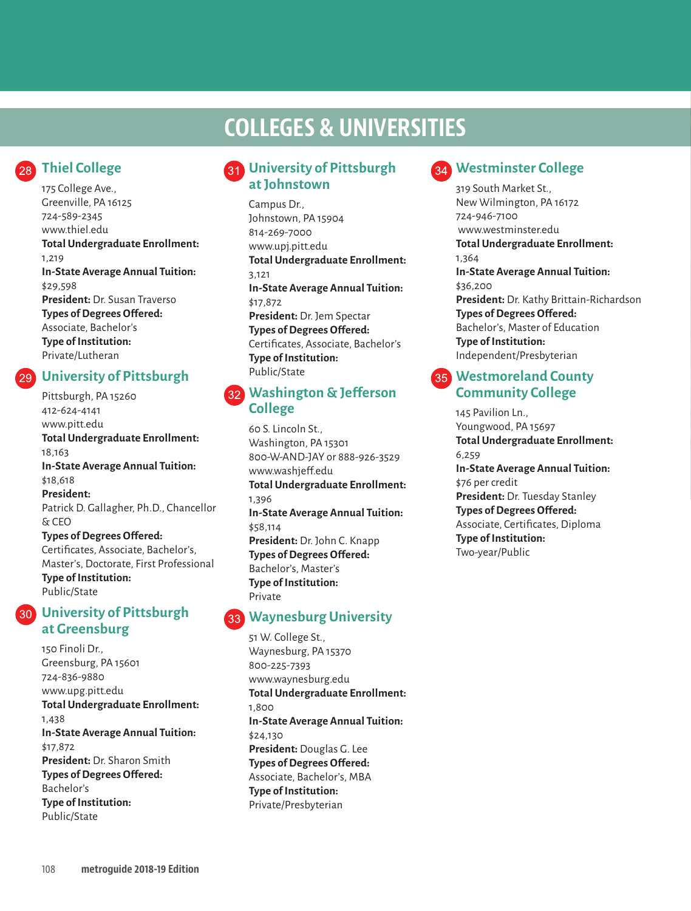# COLLEGES & UNIVERSITIES

## 28 Thiel College

175 College Ave.,
Greenville, PA 16125
724-589-2345
www.thiel.edu
**Total Undergraduate Enrollment:**
1,219
**In-State Average Annual Tuition:**
$29,598
**President:** Dr. Susan Traverso
**Types of Degrees Offered:**
Associate, Bachelor's
**Type of Institution:**
Private/Lutheran

## 29 University of Pittsburgh

Pittsburgh, PA 15260
412-624-4141
www.pitt.edu
**Total Undergraduate Enrollment:**
18,163
**In-State Average Annual Tuition:**
$18,618
**President:**
Patrick D. Gallagher, Ph.D., Chancellor & CEO
**Types of Degrees Offered:**
Certificates, Associate, Bachelor's, Master's, Doctorate, First Professional
**Type of Institution:**
Public/State

## 30 University of Pittsburgh at Greensburg

150 Finoli Dr.,
Greensburg, PA 15601
724-836-9880
www.upg.pitt.edu
**Total Undergraduate Enrollment:**
1,438
**In-State Average Annual Tuition:**
$17,872
**President:** Dr. Sharon Smith
**Types of Degrees Offered:**
Bachelor's
**Type of Institution:**
Public/State

## 31 University of Pittsburgh at Johnstown

Campus Dr.,
Johnstown, PA 15904
814-269-7000
www.upj.pitt.edu
**Total Undergraduate Enrollment:**
3,121
**In-State Average Annual Tuition:**
$17,872
**President:** Dr. Jem Spectar
**Types of Degrees Offered:**
Certificates, Associate, Bachelor's
**Type of Institution:**
Public/State

## 32 Washington & Jefferson College

60 S. Lincoln St.,
Washington, PA 15301
800-W-AND-JAY or 888-926-3529
www.washjeff.edu
**Total Undergraduate Enrollment:**
1,396
**In-State Average Annual Tuition:**
$58,114
**President:** Dr. John C. Knapp
**Types of Degrees Offered:**
Bachelor's, Master's
**Type of Institution:**
Private

## 33 Waynesburg University

51 W. College St.,
Waynesburg, PA 15370
800-225-7393
www.waynesburg.edu
**Total Undergraduate Enrollment:**
1,800
**In-State Average Annual Tuition:**
$24,130
**President:** Douglas G. Lee
**Types of Degrees Offered:**
Associate, Bachelor's, MBA
**Type of Institution:**
Private/Presbyterian

## 34 Westminster College

319 South Market St.,
New Wilmington, PA 16172
724-946-7100
www.westminster.edu
**Total Undergraduate Enrollment:**
1,364
**In-State Average Annual Tuition:**
$36,200
**President:** Dr. Kathy Brittain-Richardson
**Types of Degrees Offered:**
Bachelor's, Master of Education
**Type of Institution:**
Independent/Presbyterian

## 35 Westmoreland County Community College

145 Pavilion Ln.,
Youngwood, PA 15697
**Total Undergraduate Enrollment:**
6,259
**In-State Average Annual Tuition:**
$76 per credit
**President:** Dr. Tuesday Stanley
**Types of Degrees Offered:**
Associate, Certificates, Diploma
**Type of Institution:**
Two-year/Public